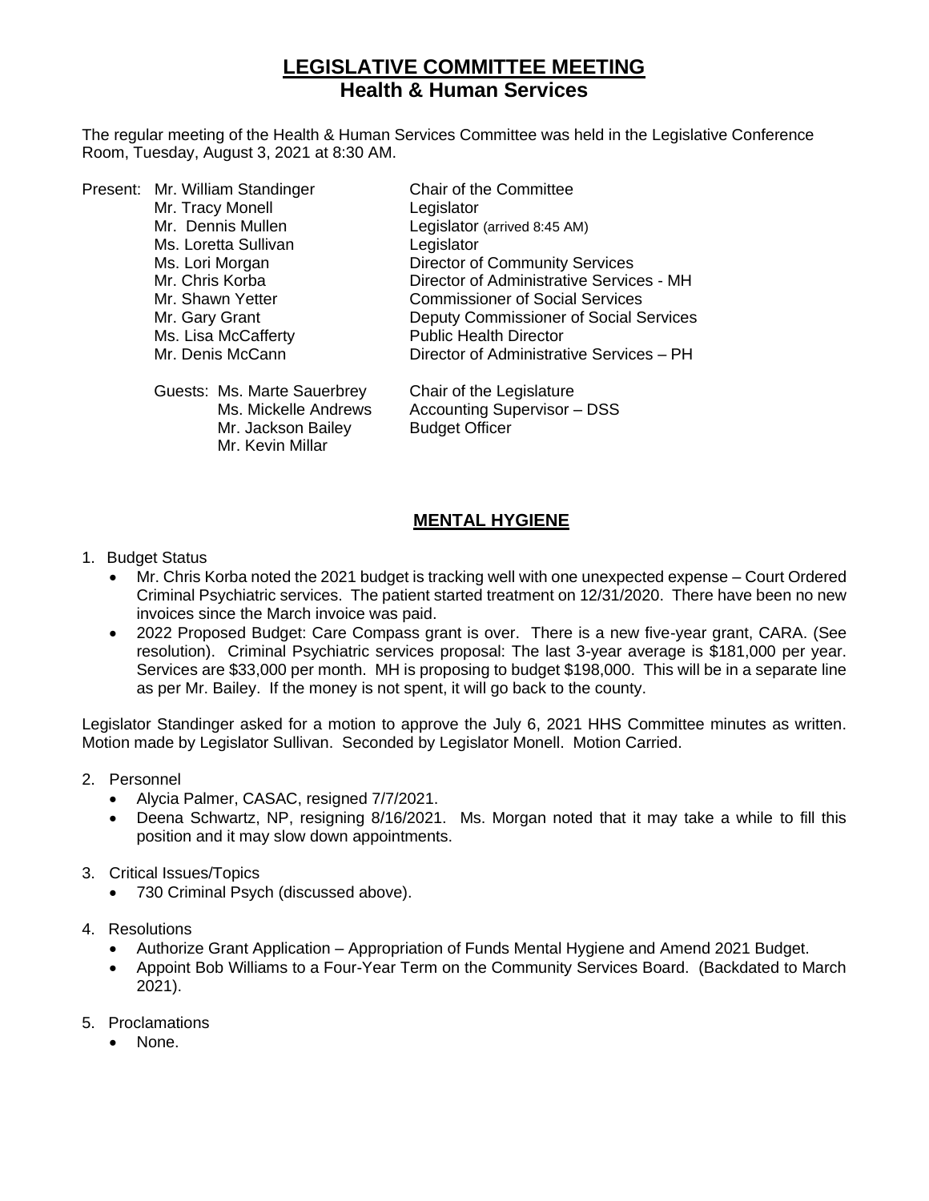# LEGISLATIVE COMMITTEE MEETING
## Health & Human Services

The regular meeting of the Health & Human Services Committee was held in the Legislative Conference Room, Tuesday, August 3, 2021 at 8:30 AM.

| | | |
|---|---|---|
| Present: | Mr. William Standinger | Chair of the Committee |
| | Mr. Tracy Monell | Legislator |
| | Mr. Dennis Mullen | Legislator (arrived 8:45 AM) |
| | Ms. Loretta Sullivan | Legislator |
| | Ms. Lori Morgan | Director of Community Services |
| | Mr. Chris Korba | Director of Administrative Services - MH |
| | Mr. Shawn Yetter | Commissioner of Social Services |
| | Mr. Gary Grant | Deputy Commissioner of Social Services |
| | Ms. Lisa McCafferty | Public Health Director |
| | Mr. Denis McCann | Director of Administrative Services – PH |
| | Guests: Ms. Marte Sauerbrey | Chair of the Legislature |
| | Ms. Mickelle Andrews | Accounting Supervisor – DSS |
| | Mr. Jackson Bailey | Budget Officer |
| | Mr. Kevin Millar | |

## MENTAL HYGIENE

1. Budget Status
   - Mr. Chris Korba noted the 2021 budget is tracking well with one unexpected expense – Court Ordered Criminal Psychiatric services. The patient started treatment on 12/31/2020. There have been no new invoices since the March invoice was paid.
   - 2022 Proposed Budget: Care Compass grant is over. There is a new five-year grant, CARA. (See resolution). Criminal Psychiatric services proposal: The last 3-year average is $181,000 per year. Services are $33,000 per month. MH is proposing to budget $198,000. This will be in a separate line as per Mr. Bailey. If the money is not spent, it will go back to the county.

Legislator Standinger asked for a motion to approve the July 6, 2021 HHS Committee minutes as written. Motion made by Legislator Sullivan. Seconded by Legislator Monell. Motion Carried.

2. Personnel
   - Alycia Palmer, CASAC, resigned 7/7/2021.
   - Deena Schwartz, NP, resigning 8/16/2021. Ms. Morgan noted that it may take a while to fill this position and it may slow down appointments.

3. Critical Issues/Topics
   - 730 Criminal Psych (discussed above).

4. Resolutions
   - Authorize Grant Application – Appropriation of Funds Mental Hygiene and Amend 2021 Budget.
   - Appoint Bob Williams to a Four-Year Term on the Community Services Board. (Backdated to March 2021).

5. Proclamations
   - None.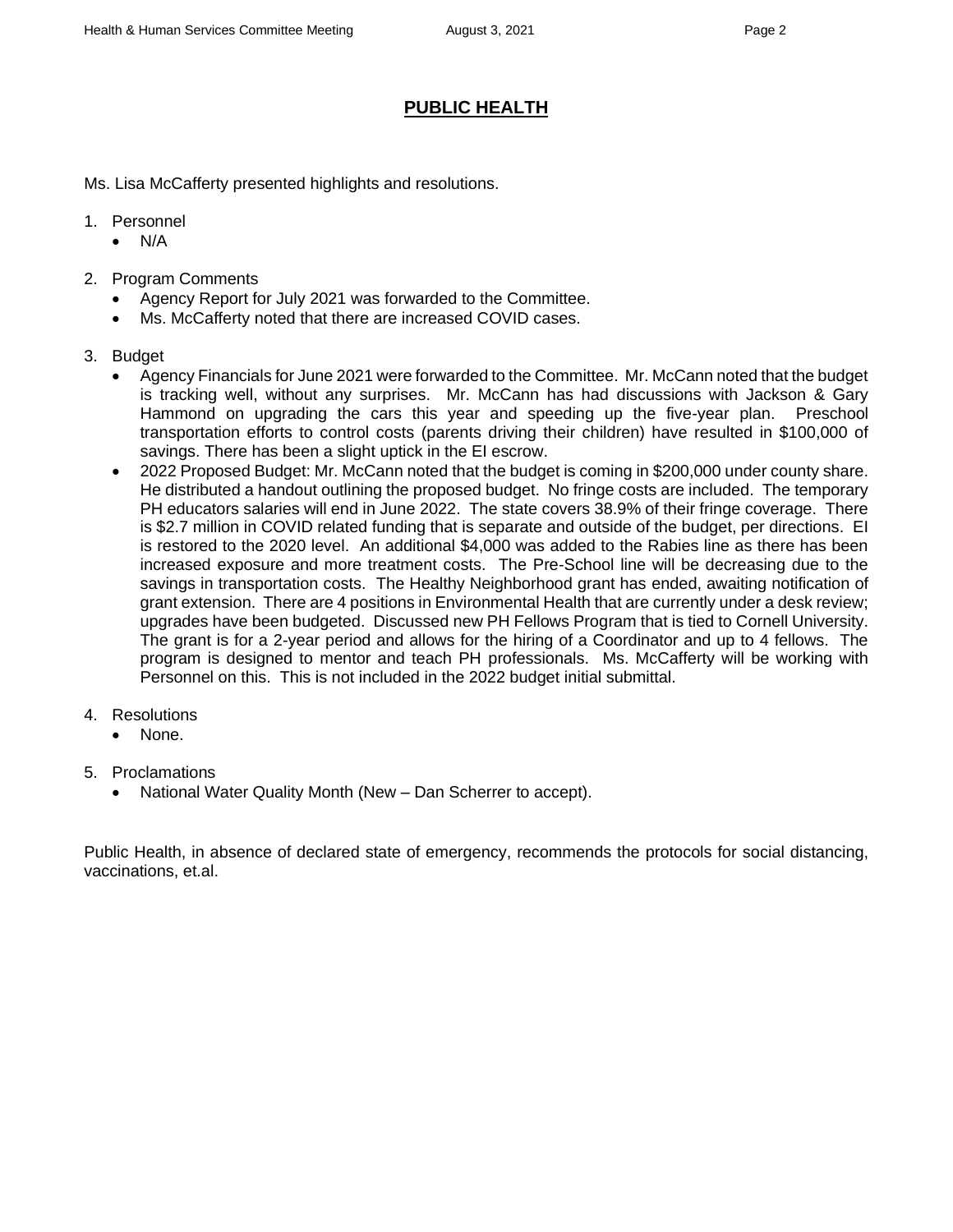## PUBLIC HEALTH

Ms. Lisa McCafferty presented highlights and resolutions.

1. Personnel
   - N/A

2. Program Comments
   - Agency Report for July 2021 was forwarded to the Committee.
   - Ms. McCafferty noted that there are increased COVID cases.

3. Budget
   - Agency Financials for June 2021 were forwarded to the Committee. Mr. McCann noted that the budget is tracking well, without any surprises. Mr. McCann has had discussions with Jackson & Gary Hammond on upgrading the cars this year and speeding up the five-year plan. Preschool transportation efforts to control costs (parents driving their children) have resulted in $100,000 of savings. There has been a slight uptick in the EI escrow.
   - 2022 Proposed Budget: Mr. McCann noted that the budget is coming in $200,000 under county share. He distributed a handout outlining the proposed budget. No fringe costs are included. The temporary PH educators salaries will end in June 2022. The state covers 38.9% of their fringe coverage. There is $2.7 million in COVID related funding that is separate and outside of the budget, per directions. EI is restored to the 2020 level. An additional $4,000 was added to the Rabies line as there has been increased exposure and more treatment costs. The Pre-School line will be decreasing due to the savings in transportation costs. The Healthy Neighborhood grant has ended, awaiting notification of grant extension. There are 4 positions in Environmental Health that are currently under a desk review; upgrades have been budgeted. Discussed new PH Fellows Program that is tied to Cornell University. The grant is for a 2-year period and allows for the hiring of a Coordinator and up to 4 fellows. The program is designed to mentor and teach PH professionals. Ms. McCafferty will be working with Personnel on this. This is not included in the 2022 budget initial submittal.

4. Resolutions
   - None.

5. Proclamations
   - National Water Quality Month (New – Dan Scherrer to accept).

Public Health, in absence of declared state of emergency, recommends the protocols for social distancing, vaccinations, et.al.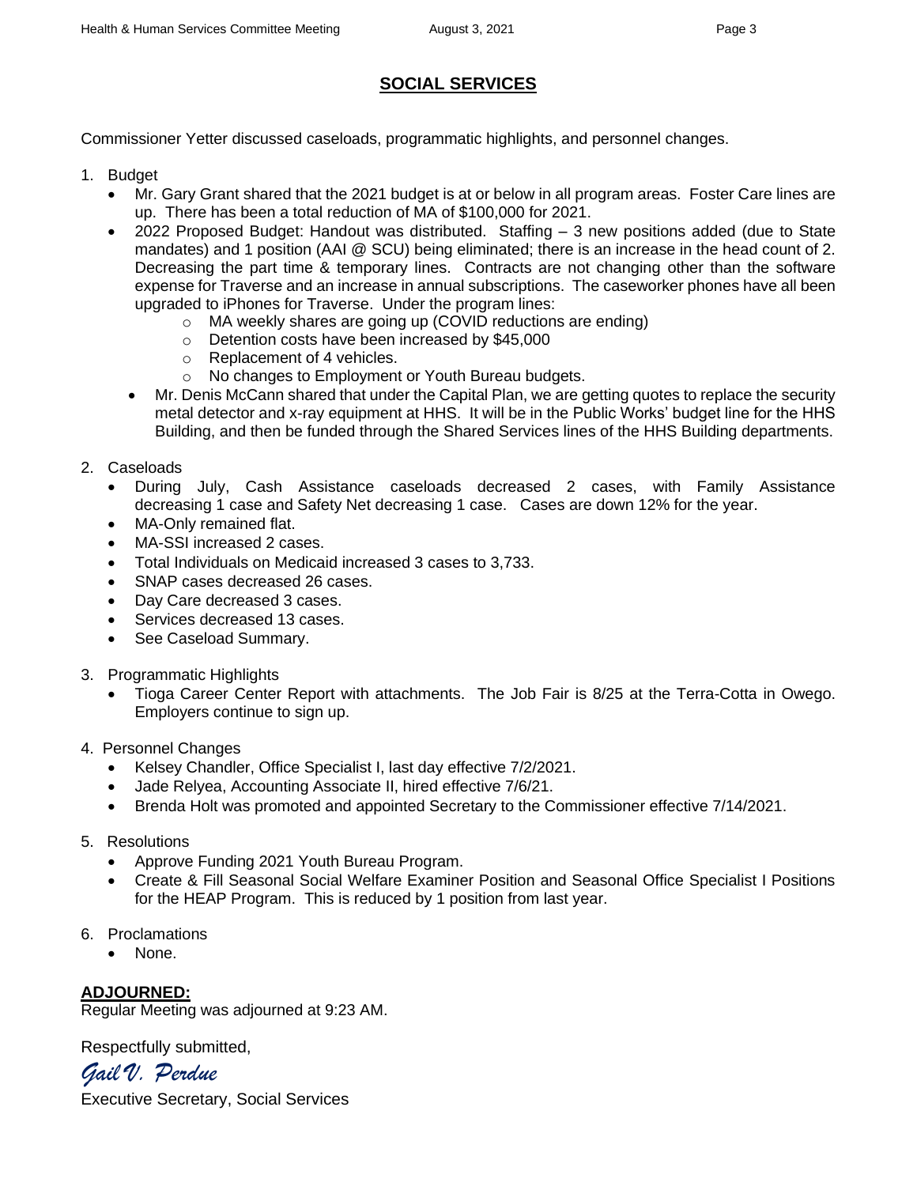## SOCIAL SERVICES

Commissioner Yetter discussed caseloads, programmatic highlights, and personnel changes.

1. Budget
   - Mr. Gary Grant shared that the 2021 budget is at or below in all program areas. Foster Care lines are up. There has been a total reduction of MA of $100,000 for 2021.
   - 2022 Proposed Budget: Handout was distributed. Staffing – 3 new positions added (due to State mandates) and 1 position (AAI @ SCU) being eliminated; there is an increase in the head count of 2. Decreasing the part time & temporary lines. Contracts are not changing other than the software expense for Traverse and an increase in annual subscriptions. The caseworker phones have all been upgraded to iPhones for Traverse. Under the program lines:
     - MA weekly shares are going up (COVID reductions are ending)
     - Detention costs have been increased by $45,000
     - Replacement of 4 vehicles.
     - No changes to Employment or Youth Bureau budgets.
   - Mr. Denis McCann shared that under the Capital Plan, we are getting quotes to replace the security metal detector and x-ray equipment at HHS. It will be in the Public Works' budget line for the HHS Building, and then be funded through the Shared Services lines of the HHS Building departments.

2. Caseloads
   - During July, Cash Assistance caseloads decreased 2 cases, with Family Assistance decreasing 1 case and Safety Net decreasing 1 case. Cases are down 12% for the year.
   - MA-Only remained flat.
   - MA-SSI increased 2 cases.
   - Total Individuals on Medicaid increased 3 cases to 3,733.
   - SNAP cases decreased 26 cases.
   - Day Care decreased 3 cases.
   - Services decreased 13 cases.
   - See Caseload Summary.

3. Programmatic Highlights
   - Tioga Career Center Report with attachments. The Job Fair is 8/25 at the Terra-Cotta in Owego. Employers continue to sign up.

4. Personnel Changes
   - Kelsey Chandler, Office Specialist I, last day effective 7/2/2021.
   - Jade Relyea, Accounting Associate II, hired effective 7/6/21.
   - Brenda Holt was promoted and appointed Secretary to the Commissioner effective 7/14/2021.

5. Resolutions
   - Approve Funding 2021 Youth Bureau Program.
   - Create & Fill Seasonal Social Welfare Examiner Position and Seasonal Office Specialist I Positions for the HEAP Program. This is reduced by 1 position from last year.

6. Proclamations
   - None.

**ADJOURNED:**
Regular Meeting was adjourned at 9:23 AM.

Respectfully submitted,

*Gail V. Perdue*

Executive Secretary, Social Services